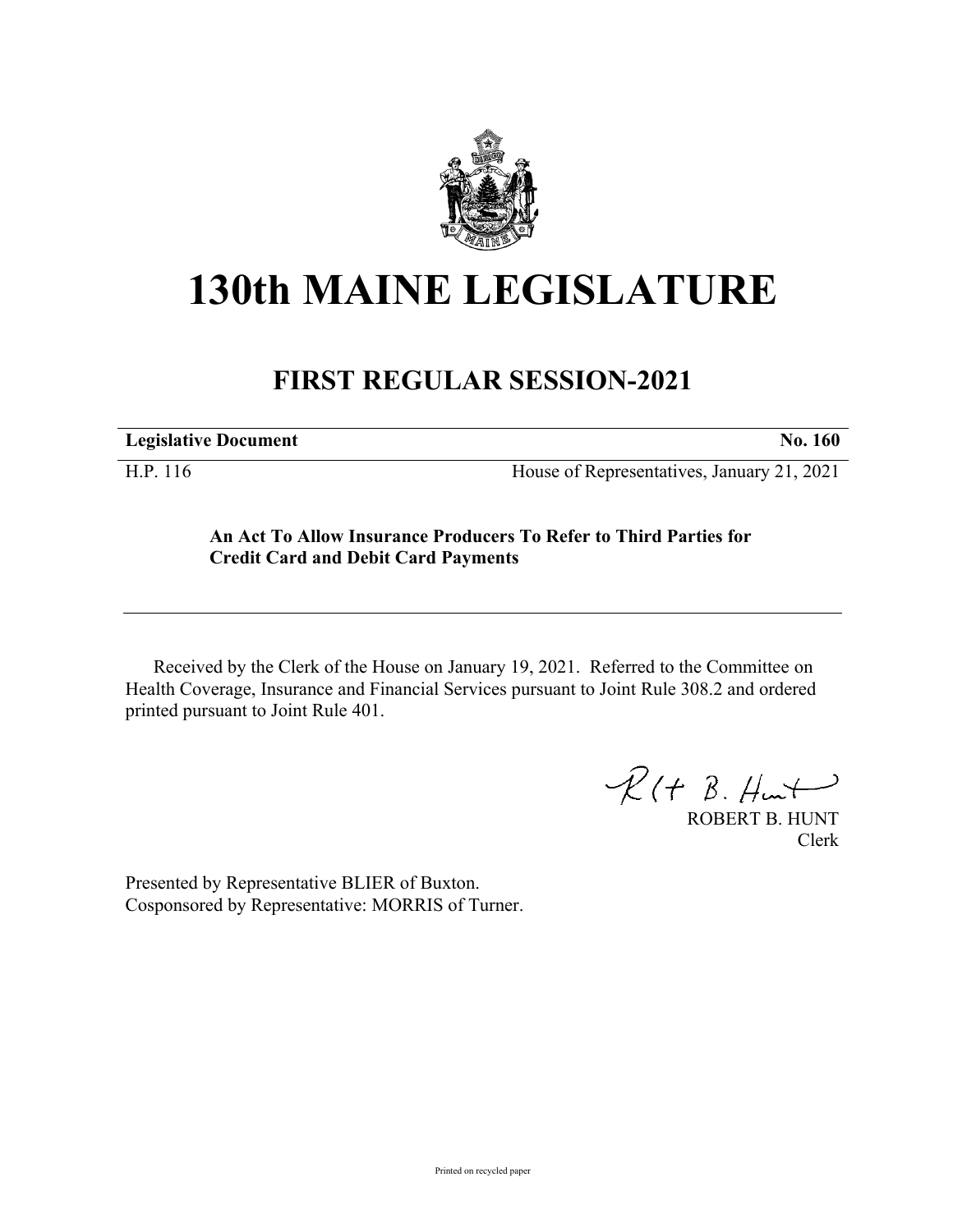# 130th MAINE LEGISLATURE

## FIRST REGULAR SESSION-2021

| **Legislative Document** | **No. 160** |
| --- | --- |
| H.P. 116 | House of Representatives, January 21, 2021 |

**An Act To Allow Insurance Producers To Refer to Third Parties for Credit Card and Debit Card Payments**

Received by the Clerk of the House on January 19, 2021. Referred to the Committee on Health Coverage, Insurance and Financial Services pursuant to Joint Rule 308.2 and ordered printed pursuant to Joint Rule 401.

ROBERT B. HUNT
Clerk

Presented by Representative BLIER of Buxton.
Cosponsored by Representative: MORRIS of Turner.

Printed on recycled paper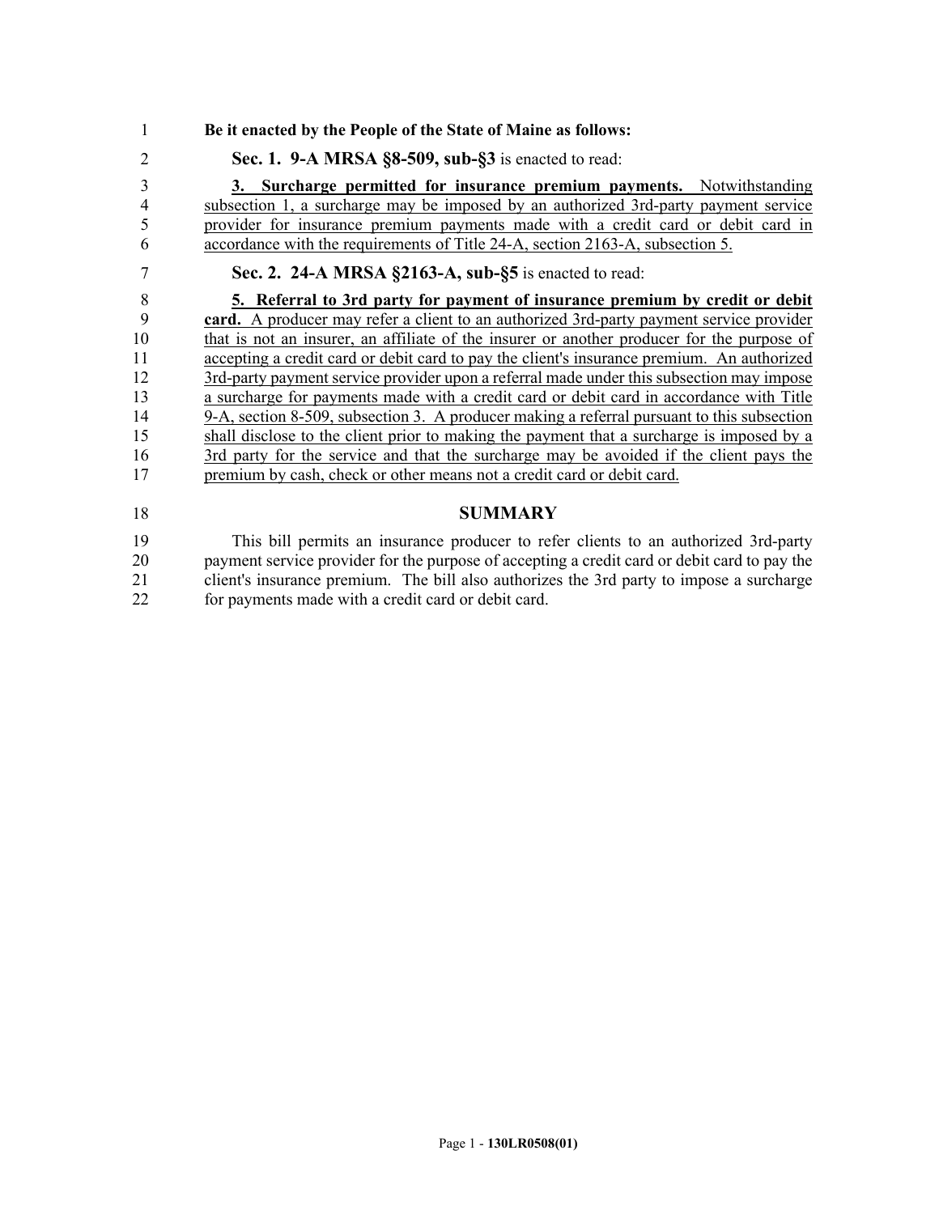**Be it enacted by the People of the State of Maine as follows:**

**Sec. 1. 9-A MRSA §8-509, sub-§3** is enacted to read:

**3. Surcharge permitted for insurance premium payments.** Notwithstanding subsection 1, a surcharge may be imposed by an authorized 3rd-party payment service provider for insurance premium payments made with a credit card or debit card in accordance with the requirements of Title 24-A, section 2163-A, subsection 5.

**Sec. 2. 24-A MRSA §2163-A, sub-§5** is enacted to read:

**5. Referral to 3rd party for payment of insurance premium by credit or debit card.** A producer may refer a client to an authorized 3rd-party payment service provider that is not an insurer, an affiliate of the insurer or another producer for the purpose of accepting a credit card or debit card to pay the client's insurance premium. An authorized 3rd-party payment service provider upon a referral made under this subsection may impose a surcharge for payments made with a credit card or debit card in accordance with Title 9-A, section 8-509, subsection 3. A producer making a referral pursuant to this subsection shall disclose to the client prior to making the payment that a surcharge is imposed by a 3rd party for the service and that the surcharge may be avoided if the client pays the premium by cash, check or other means not a credit card or debit card.

## SUMMARY

This bill permits an insurance producer to refer clients to an authorized 3rd-party payment service provider for the purpose of accepting a credit card or debit card to pay the client's insurance premium. The bill also authorizes the 3rd party to impose a surcharge for payments made with a credit card or debit card.